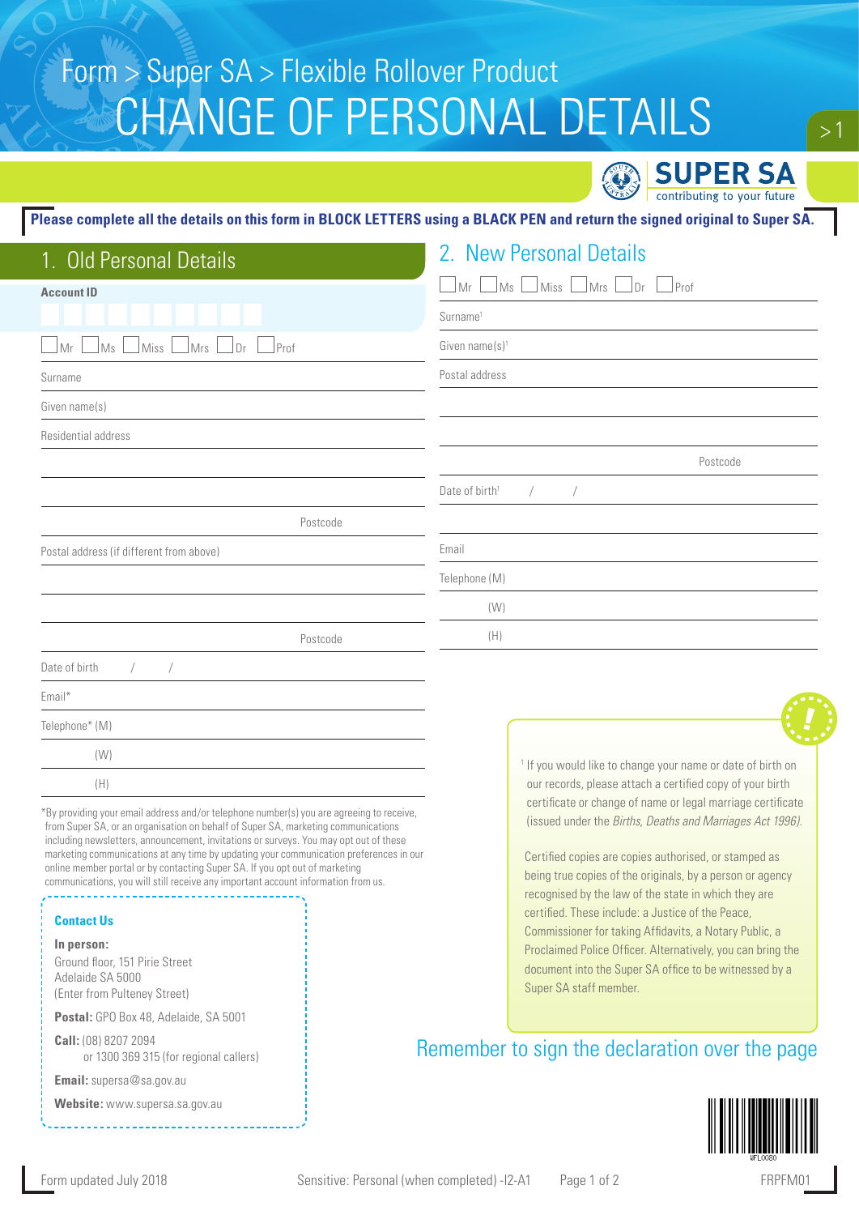# Form > Super SA > Flexible Rollover Product

# CHANGE OF PERSONAL DETAILS

SUPER SA
contributing to your future

**Please complete all the details on this form in BLOCK LETTERS using a BLACK PEN and return the signed original to Super SA.**

## 1. Old Personal Details

**Account ID**

☐ Mr ☐ Ms ☐ Miss ☐ Mrs ☐ Dr ☐ Prof

Surname

Given name(s)

Residential address

Postcode

Postal address (if different from above)

Postcode

Date of birth / /

Email*

Telephone* (M)

(W)

(H)

*By providing your email address and/or telephone number(s) you are agreeing to receive, from Super SA, or an organisation on behalf of Super SA, marketing communications including newsletters, announcement, invitations or surveys. You may opt out of these marketing communications at any time by updating your communication preferences in our online member portal or by contacting Super SA. If you opt out of marketing communications, you will still receive any important account information from us.

**Contact Us**

**In person:**
Ground floor, 151 Pirie Street
Adelaide SA 5000
(Enter from Pulteney Street)

**Postal:** GPO Box 48, Adelaide, SA 5001

**Call:** (08) 8207 2094
or 1300 369 315 (for regional callers)

**Email:** supersa@sa.gov.au

**Website:** www.supersa.sa.gov.au

## 2. New Personal Details

☐ Mr ☐ Ms ☐ Miss ☐ Mrs ☐ Dr ☐ Prof

Surname[1]

Given name(s)[1]

Postal address

Postcode

Date of birth[1] / /

Email

Telephone (M)

(W)

(H)

[1] If you would like to change your name or date of birth on our records, please attach a certified copy of your birth certificate or change of name or legal marriage certificate (issued under the *Births, Deaths and Marriages Act 1996).*

Certified copies are copies authorised, or stamped as being true copies of the originals, by a person or agency recognised by the law of the state in which they are certified. These include: a Justice of the Peace, Commissioner for taking Affidavits, a Notary Public, a Proclaimed Police Officer. Alternatively, you can bring the document into the Super SA office to be witnessed by a Super SA staff member.

Remember to sign the declaration over the page

Form updated July 2018

Sensitive: Personal (when completed) -I2-A1

FRPFM01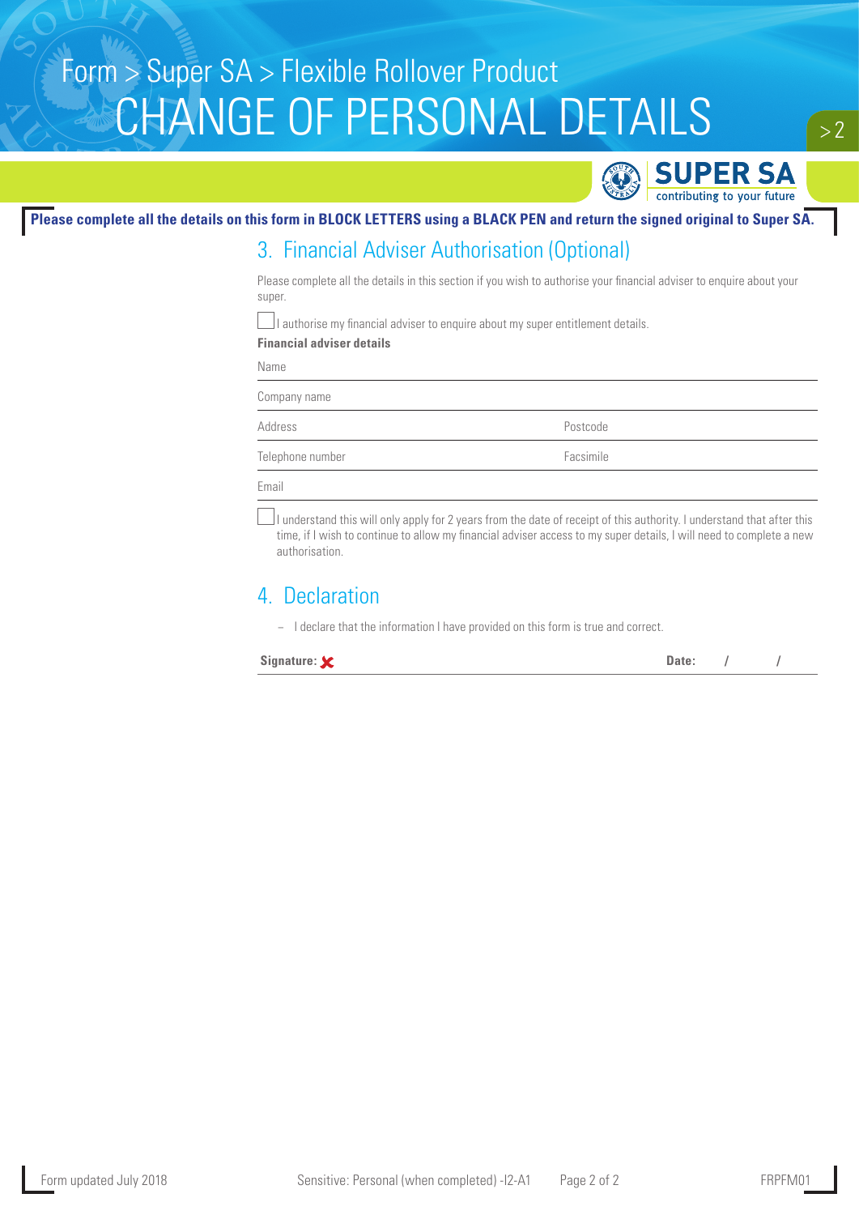# Form > Super SA > Flexible Rollover Product
# CHANGE OF PERSONAL DETAILS

SUPER SA
contributing to your future

**Please complete all the details on this form in BLOCK LETTERS using a BLACK PEN and return the signed original to Super SA.**

## 3. Financial Adviser Authorisation (Optional)

Please complete all the details in this section if you wish to authorise your financial adviser to enquire about your super.

☐ I authorise my financial adviser to enquire about my super entitlement details.

**Financial adviser details**

Name

Company name

Address | Postcode

Telephone number | Facsimile

Email

☐ I understand this will only apply for 2 years from the date of receipt of this authority. I understand that after this time, if I wish to continue to allow my financial adviser access to my super details, I will need to complete a new authorisation.

## 4. Declaration

– I declare that the information I have provided on this form is true and correct.

**Signature:** ✘ **Date:** / /

Form updated July 2018 | Sensitive: Personal (when completed) -I2-A1 | FRPFM01